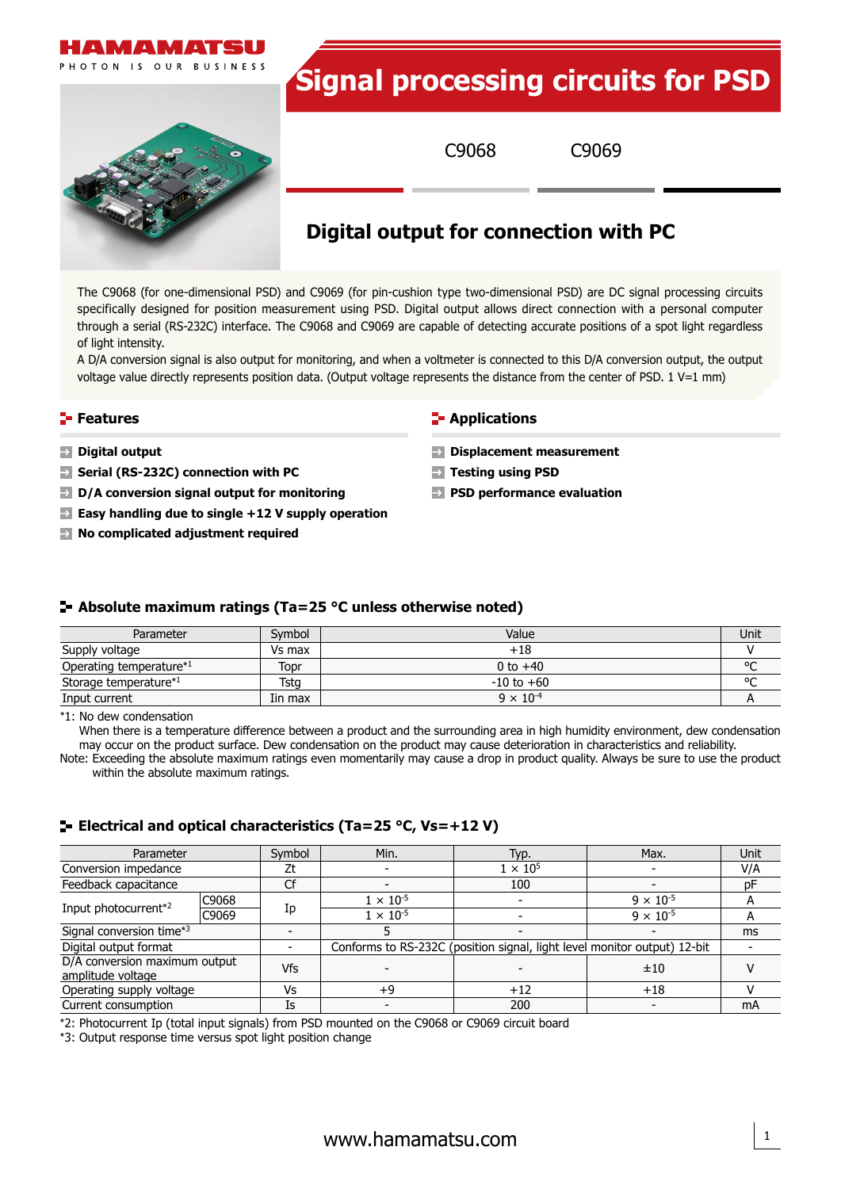HAMAMATSU

PHOTON IS OUR BUSINESS

# Signal processing circuits for PSD

C9068 C9069

## Digital output for connection with PC

The C9068 (for one-dimensional PSD) and C9069 (for pin-cushion type two-dimensional PSD) are DC signal processing circuits specifically designed for position measurement using PSD. Digital output allows direct connection with a personal computer through a serial (RS-232C) interface. The C9068 and C9069 are capable of detecting accurate positions of a spot light regardless of light intensity.

A D/A conversion signal is also output for monitoring, and when a voltmeter is connected to this D/A conversion output, the output voltage value directly represents position data. (Output voltage represents the distance from the center of PSD. 1 V=1 mm)

### Features

- **Digital output**
- **Serial (RS-232C) connection with PC**
- **D/A conversion signal output for monitoring**
- **Easy handling due to single +12 V supply operation**
- **No complicated adjustment required**

### Applications

- **Displacement measurement**
- **Testing using PSD**
- **PSD performance evaluation**

### Absolute maximum ratings (Ta=25 °C unless otherwise noted)

| Parameter | Symbol | Value | Unit |
|---|---|---|---|
| Supply voltage | Vs max | +18 | V |
| Operating temperature*1 | Topr | 0 to +40 | °C |
| Storage temperature*1 | Tstg | -10 to +60 | °C |
| Input current | Iin max | $9 \times 10^{-4}$ | A |

*1: No dew condensation
When there is a temperature difference between a product and the surrounding area in high humidity environment, dew condensation may occur on the product surface. Dew condensation on the product may cause deterioration in characteristics and reliability.

Note: Exceeding the absolute maximum ratings even momentarily may cause a drop in product quality. Always be sure to use the product within the absolute maximum ratings.

### Electrical and optical characteristics (Ta=25 °C, Vs=+12 V)

| Parameter | | Symbol | Min. | Typ. | Max. | Unit |
|---|---|---|---|---|---|---|
| Conversion impedance | | Zt | - | $1 \times 10^{5}$ | - | V/A |
| Feedback capacitance | | Cf | - | 100 | - | pF |
| Input photocurrent*2 | C9068 | Ip | $1 \times 10^{-5}$ | - | $9 \times 10^{-5}$ | A |
| | C9069 | | $1 \times 10^{-5}$ | - | $9 \times 10^{-5}$ | A |
| Signal conversion time*3 | | - | 5 | - | - | ms |
| Digital output format | | - | Conforms to RS-232C (position signal, light level monitor output) 12-bit | | | - |
| D/A conversion maximum output amplitude voltage | | Vfs | - | - | ±10 | V |
| Operating supply voltage | | Vs | +9 | +12 | +18 | V |
| Current consumption | | Is | - | 200 | - | mA |

*2: Photocurrent Ip (total input signals) from PSD mounted on the C9068 or C9069 circuit board

*3: Output response time versus spot light position change

www.hamamatsu.com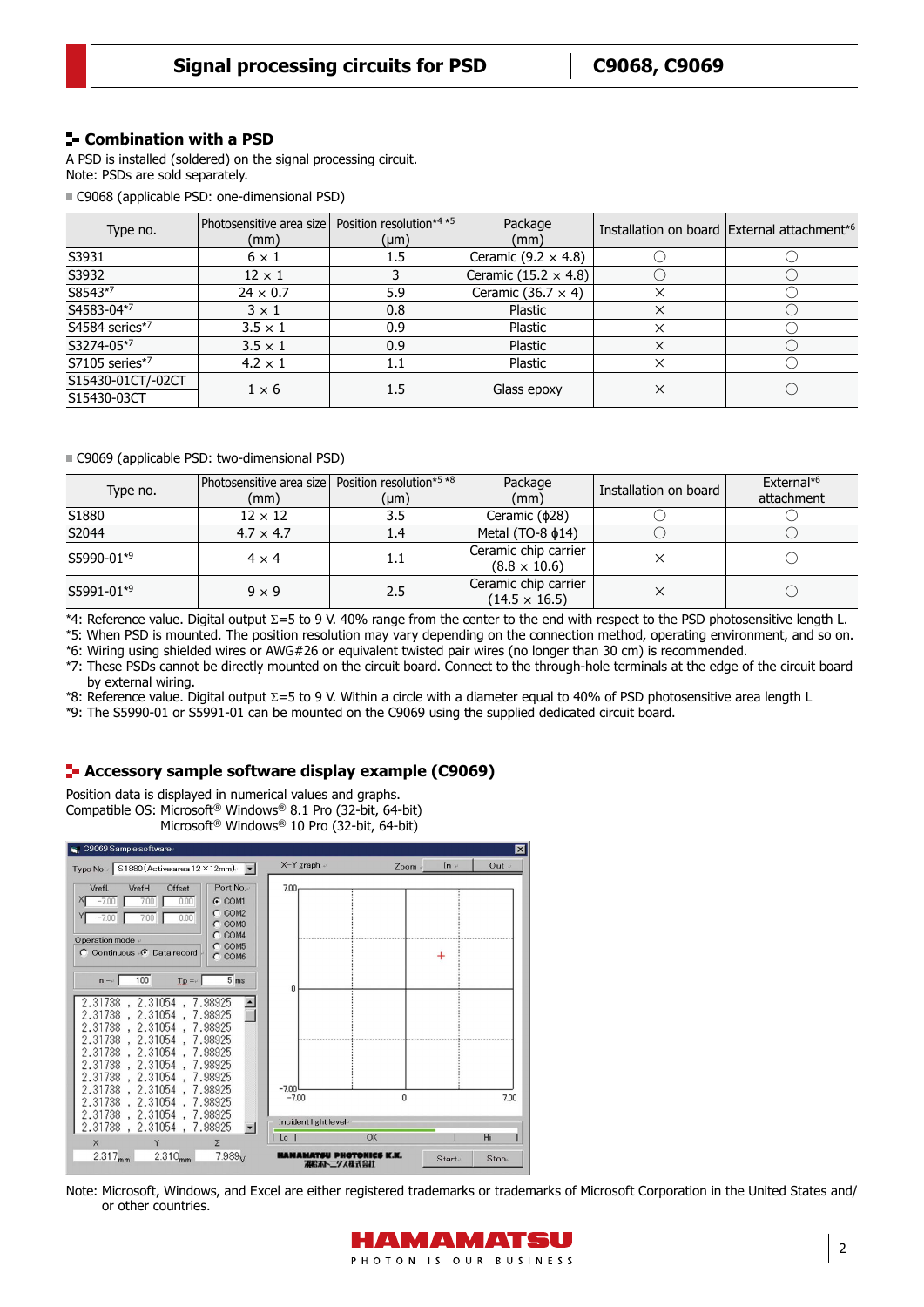## Combination with a PSD

A PSD is installed (soldered) on the signal processing circuit.
Note: PSDs are sold separately.

■ C9068 (applicable PSD: one-dimensional PSD)

| Type no. | Photosensitive area size (mm) | Position resolution*4 *5 (μm) | Package (mm) | Installation on board | External attachment*6 |
|---|---|---|---|---|---|
| S3931 | 6 × 1 | 1.5 | Ceramic (9.2 × 4.8) | ○ | ○ |
| S3932 | 12 × 1 | 3 | Ceramic (15.2 × 4.8) | ○ | ○ |
| S8543*7 | 24 × 0.7 | 5.9 | Ceramic (36.7 × 4) | × | ○ |
| S4583-04*7 | 3 × 1 | 0.8 | Plastic | × | ○ |
| S4584 series*7 | 3.5 × 1 | 0.9 | Plastic | × | ○ |
| S3274-05*7 | 3.5 × 1 | 0.9 | Plastic | × | ○ |
| S7105 series*7 | 4.2 × 1 | 1.1 | Plastic | × | ○ |
| S15430-01CT/-02CT<br>S15430-03CT | 1 × 6 | 1.5 | Glass epoxy | × | ○ |

■ C9069 (applicable PSD: two-dimensional PSD)

| Type no. | Photosensitive area size (mm) | Position resolution*5 *8 (μm) | Package (mm) | Installation on board | External*6 attachment |
|---|---|---|---|---|---|
| S1880 | 12 × 12 | 3.5 | Ceramic (ϕ28) | ○ | ○ |
| S2044 | 4.7 × 4.7 | 1.4 | Metal (TO-8 ϕ14) | ○ | ○ |
| S5990-01*9 | 4 × 4 | 1.1 | Ceramic chip carrier (8.8 × 10.6) | × | ○ |
| S5991-01*9 | 9 × 9 | 2.5 | Ceramic chip carrier (14.5 × 16.5) | × | ○ |

*4: Reference value. Digital output Σ=5 to 9 V. 40% range from the center to the end with respect to the PSD photosensitive length L.
*5: When PSD is mounted. The position resolution may vary depending on the connection method, operating environment, and so on.
*6: Wiring using shielded wires or AWG#26 or equivalent twisted pair wires (no longer than 30 cm) is recommended.
*7: These PSDs cannot be directly mounted on the circuit board. Connect to the through-hole terminals at the edge of the circuit board by external wiring.
*8: Reference value. Digital output Σ=5 to 9 V. Within a circle with a diameter equal to 40% of PSD photosensitive area length L
*9: The S5990-01 or S5991-01 can be mounted on the C9069 using the supplied dedicated circuit board.

## Accessory sample software display example (C9069)

Position data is displayed in numerical values and graphs.
Compatible OS: Microsoft® Windows® 8.1 Pro (32-bit, 64-bit)
Microsoft® Windows® 10 Pro (32-bit, 64-bit)

Note: Microsoft, Windows, and Excel are either registered trademarks or trademarks of Microsoft Corporation in the United States and/or other countries.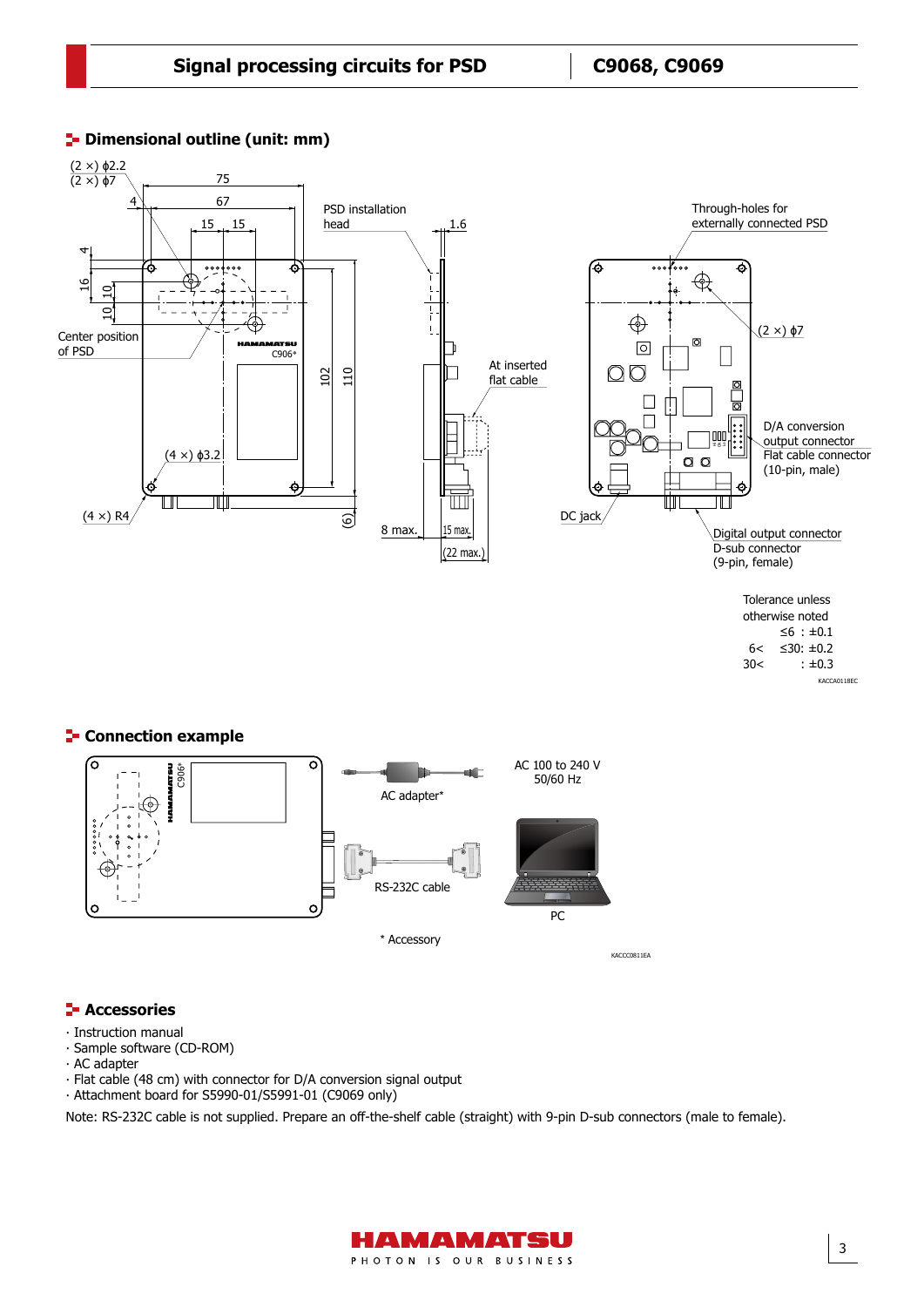## Dimensional outline (unit: mm)

Tolerance unless otherwise noted
≤6 : ±0.1
6< ≤30: ±0.2
30< : ±0.3

KACCA0118EC

## Connection example

AC 100 to 240 V
50/60 Hz

AC adapter*

RS-232C cable

PC

\* Accessory

KACCC0811EA

## Accessories

· Instruction manual
· Sample software (CD-ROM)
· AC adapter
· Flat cable (48 cm) with connector for D/A conversion signal output
· Attachment board for S5990-01/S5991-01 (C9069 only)

Note: RS-232C cable is not supplied. Prepare an off-the-shelf cable (straight) with 9-pin D-sub connectors (male to female).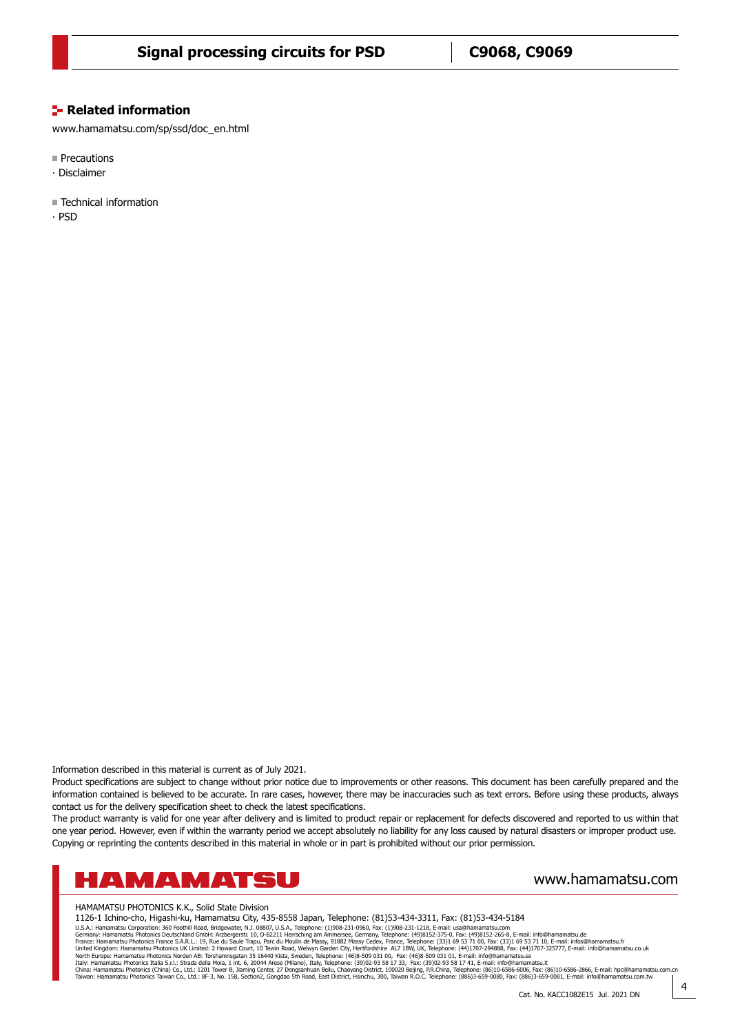## Related information

www.hamamatsu.com/sp/ssd/doc_en.html

- Precautions
  - · Disclaimer
- Technical information
  - · PSD

Information described in this material is current as of July 2021.

Product specifications are subject to change without prior notice due to improvements or other reasons. This document has been carefully prepared and the information contained is believed to be accurate. In rare cases, however, there may be inaccuracies such as text errors. Before using these products, always contact us for the delivery specification sheet to check the latest specifications.

The product warranty is valid for one year after delivery and is limited to product repair or replacement for defects discovered and reported to us within that one year period. However, even if within the warranty period we accept absolutely no liability for any loss caused by natural disasters or improper product use. Copying or reprinting the contents described in this material in whole or in part is prohibited without our prior permission.

HAMAMATSU

www.hamamatsu.com

HAMAMATSU PHOTONICS K.K., Solid State Division

1126-1 Ichino-cho, Higashi-ku, Hamamatsu City, 435-8558 Japan, Telephone: (81)53-434-3311, Fax: (81)53-434-5184

U.S.A.: Hamamatsu Corporation: 360 Foothill Road, Bridgewater, N.J. 08807, U.S.A., Telephone: (1)908-231-0960, Fax: (1)908-231-1218, E-mail: usa@hamamatsu.com
Germany: Hamamatsu Photonics Deutschland GmbH: Arzbergerstr. 10, D-82211 Herrsching am Ammersee, Germany, Telephone: (49)8152-375-0, Fax: (49)8152-265-8, E-mail: info@hamamatsu.de
France: Hamamatsu Photonics France S.A.R.L.: 19, Rue du Saule Trapu, Parc du Moulin de Massy, 91882 Massy Cedex, France, Telephone: (33)1 69 53 71 00, Fax: (33)1 69 53 71 10, E-mail: infos@hamamatsu.fr
United Kingdom: Hamamatsu Photonics UK Limited: 2 Howard Court, 10 Tewin Road, Welwyn Garden City, Hertfordshire AL7 1BW, UK, Telephone: (44)1707-294888, Fax: (44)1707-325777, E-mail: info@hamamatsu.co.uk
North Europe: Hamamatsu Photonics Norden AB: Torshamnsgatan 35 16440 Kista, Sweden, Telephone: (46)8-509 031 00, Fax: (46)8-509 031 01, E-mail: info@hamamatsu.se
Italy: Hamamatsu Photonics Italia S.r.l.: Strada della Moia, 1 int. 6, 20044 Arese (Milano), Italy, Telephone: (39)02-93 58 17 33, Fax: (39)02-93 58 17 41, E-mail: info@hamamatsu.it
China: Hamamatsu Photonics (China) Co., Ltd.: 1201 Tower B, Jiaming Center, 27 Dongsanhuan Beilu, Chaoyang District, 100020 Beijing, P.R.China, Telephone: (86)10-6586-6006, Fax: (86)10-6586-2866, E-mail: hpc@hamamatsu.com.cn
Taiwan: Hamamatsu Photonics Taiwan Co., Ltd.: 8F-3, No. 158, Section2, Gongdao 5th Road, East District, Hsinchu, 300, Taiwan R.O.C. Telephone: (886)3-659-0080, Fax: (886)3-659-0081, E-mail: info@hamamatsu.com.tw

Cat. No. KACC1082E15 Jul. 2021 DN